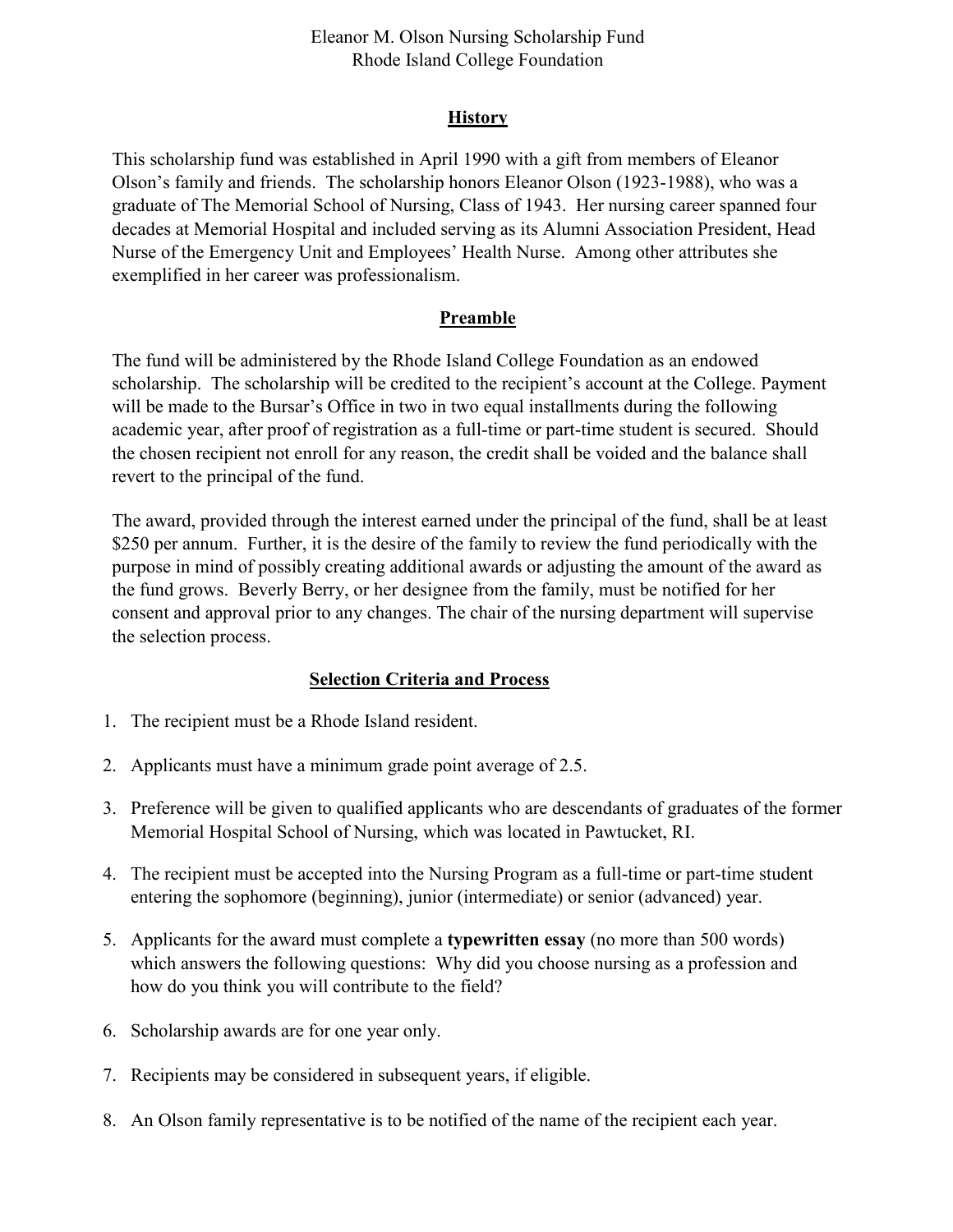# Eleanor M. Olson Nursing Scholarship Fund
# Rhode Island College Foundation

## History

This scholarship fund was established in April 1990 with a gift from members of Eleanor Olson's family and friends. The scholarship honors Eleanor Olson (1923-1988), who was a graduate of The Memorial School of Nursing, Class of 1943. Her nursing career spanned four decades at Memorial Hospital and included serving as its Alumni Association President, Head Nurse of the Emergency Unit and Employees' Health Nurse. Among other attributes she exemplified in her career was professionalism.

## Preamble

The fund will be administered by the Rhode Island College Foundation as an endowed scholarship. The scholarship will be credited to the recipient's account at the College. Payment will be made to the Bursar's Office in two in two equal installments during the following academic year, after proof of registration as a full-time or part-time student is secured. Should the chosen recipient not enroll for any reason, the credit shall be voided and the balance shall revert to the principal of the fund.

The award, provided through the interest earned under the principal of the fund, shall be at least $250 per annum. Further, it is the desire of the family to review the fund periodically with the purpose in mind of possibly creating additional awards or adjusting the amount of the award as the fund grows. Beverly Berry, or her designee from the family, must be notified for her consent and approval prior to any changes. The chair of the nursing department will supervise the selection process.

## Selection Criteria and Process

1. The recipient must be a Rhode Island resident.
2. Applicants must have a minimum grade point average of 2.5.
3. Preference will be given to qualified applicants who are descendants of graduates of the former Memorial Hospital School of Nursing, which was located in Pawtucket, RI.
4. The recipient must be accepted into the Nursing Program as a full-time or part-time student entering the sophomore (beginning), junior (intermediate) or senior (advanced) year.
5. Applicants for the award must complete a **typewritten essay** (no more than 500 words) which answers the following questions: Why did you choose nursing as a profession and how do you think you will contribute to the field?
6. Scholarship awards are for one year only.
7. Recipients may be considered in subsequent years, if eligible.
8. An Olson family representative is to be notified of the name of the recipient each year.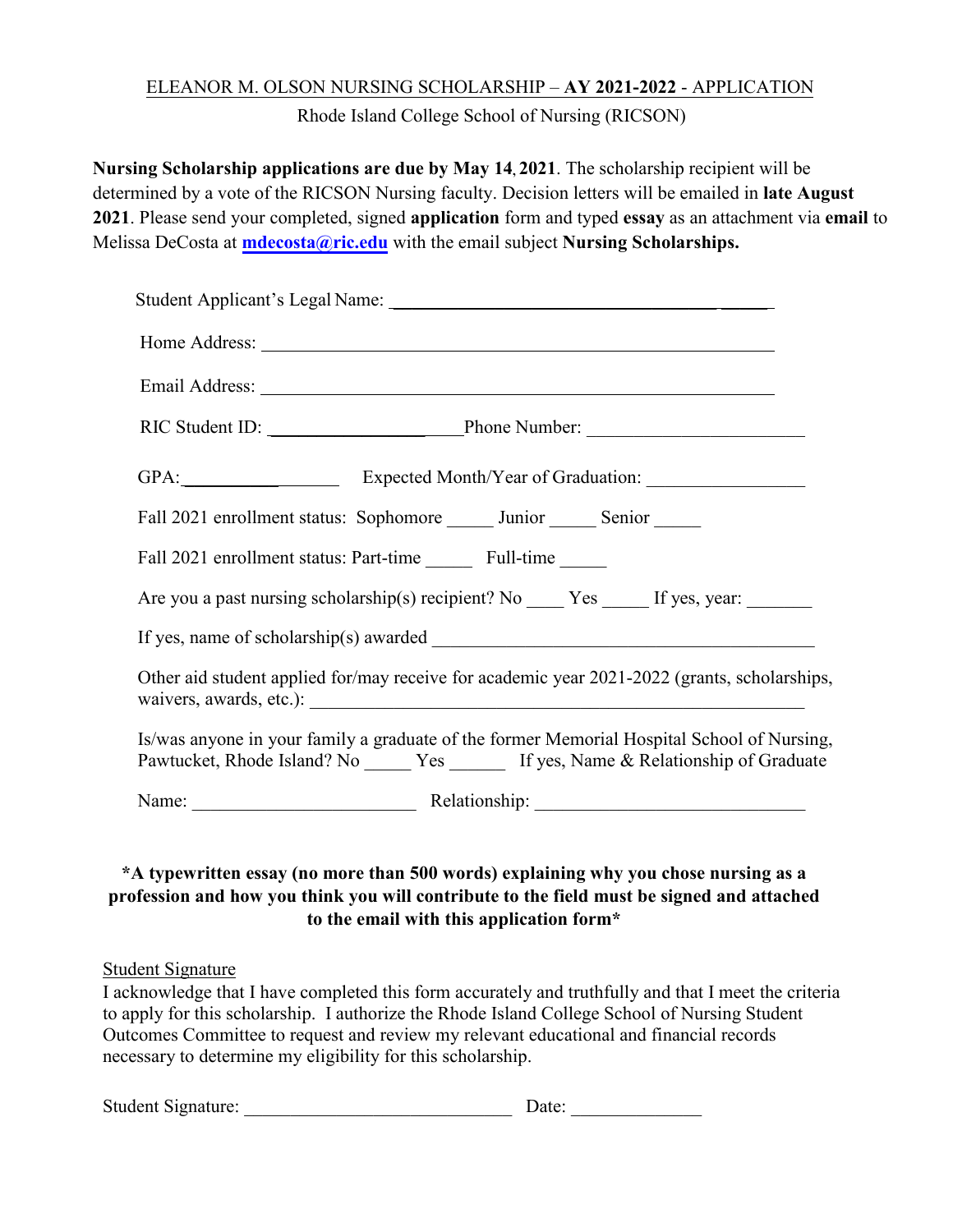ELEANOR M. OLSON NURSING SCHOLARSHIP – **AY 2021-2022** - APPLICATION

Rhode Island College School of Nursing (RICSON)

**Nursing Scholarship applications are due by May 14, 2021**. The scholarship recipient will be determined by a vote of the RICSON Nursing faculty. Decision letters will be emailed in **late August 2021**. Please send your completed, signed **application** form and typed **essay** as an attachment via **email** to Melissa DeCosta at **mdecosta@ric.edu** with the email subject **Nursing Scholarships.**

Student Applicant's Legal Name: ______________________________________________

Home Address: ______________________________________________

Email Address: ______________________________________________

RIC Student ID: ______________________ Phone Number: ______________________

GPA: ____________________ Expected Month/Year of Graduation: ________________

Fall 2021 enrollment status: Sophomore _____ Junior _____ Senior _____

Fall 2021 enrollment status: Part-time _____ Full-time _____

Are you a past nursing scholarship(s) recipient? No ____ Yes _____ If yes, year: _______

If yes, name of scholarship(s) awarded ______________________________________________

Other aid student applied for/may receive for academic year 2021-2022 (grants, scholarships, waivers, awards, etc.): ______________________________________________

Is/was anyone in your family a graduate of the former Memorial Hospital School of Nursing, Pawtucket, Rhode Island? No _____ Yes ______ If yes, Name & Relationship of Graduate

Name: ________________________ Relationship: ____________________________

**\*A typewritten essay (no more than 500 words) explaining why you chose nursing as a profession and how you think you will contribute to the field must be signed and attached to the email with this application form\***

Student Signature

I acknowledge that I have completed this form accurately and truthfully and that I meet the criteria to apply for this scholarship. I authorize the Rhode Island College School of Nursing Student Outcomes Committee to request and review my relevant educational and financial records necessary to determine my eligibility for this scholarship.

Student Signature: ____________________________ Date: ______________